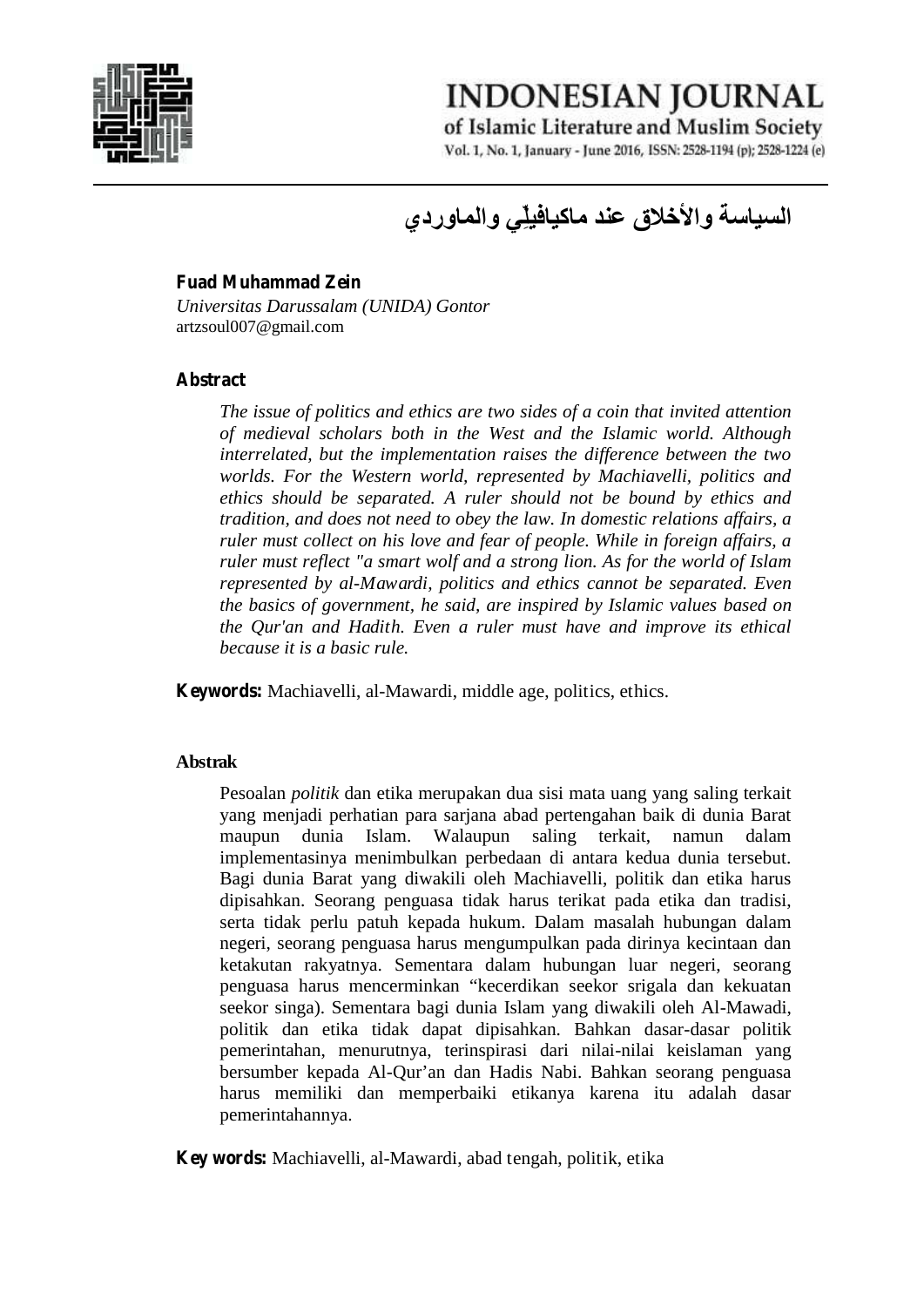# السياسة والأخلاق عند ماكيافيلّي والماوردي

**Fuad Muhammad Zein**
*Universitas Darussalam (UNIDA) Gontor*
artzsoul007@gmail.com

**Abstract**

*The issue of politics and ethics are two sides of a coin that invited attention of medieval scholars both in the West and the Islamic world. Although interrelated, but the implementation raises the difference between the two worlds. For the Western world, represented by Machiavelli, politics and ethics should be separated. A ruler should not be bound by ethics and tradition, and does not need to obey the law. In domestic relations affairs, a ruler must collect on his love and fear of people. While in foreign affairs, a ruler must reflect "a smart wolf and a strong lion. As for the world of Islam represented by al-Mawardi, politics and ethics cannot be separated. Even the basics of government, he said, are inspired by Islamic values based on the Qur'an and Hadith. Even a ruler must have and improve its ethical because it is a basic rule.*

**Keywords:** Machiavelli, al-Mawardi, middle age, politics, ethics.

**Abstrak**

Pesoalan *politik* dan etika merupakan dua sisi mata uang yang saling terkait yang menjadi perhatian para sarjana abad pertengahan baik di dunia Barat maupun dunia Islam. Walaupun saling terkait, namun dalam implementasinya menimbulkan perbedaan di antara kedua dunia tersebut. Bagi dunia Barat yang diwakili oleh Machiavelli, politik dan etika harus dipisahkan. Seorang penguasa tidak harus terikat pada etika dan tradisi, serta tidak perlu patuh kepada hukum. Dalam masalah hubungan dalam negeri, seorang penguasa harus mengumpulkan pada dirinya kecintaan dan ketakutan rakyatnya. Sementara dalam hubungan luar negeri, seorang penguasa harus mencerminkan "kecerdikan seekor srigala dan kekuatan seekor singa). Sementara bagi dunia Islam yang diwakili oleh Al-Mawadi, politik dan etika tidak dapat dipisahkan. Bahkan dasar-dasar politik pemerintahan, menurutnya, terinspirasi dari nilai-nilai keislaman yang bersumber kepada Al-Qur'an dan Hadis Nabi. Bahkan seorang penguasa harus memiliki dan memperbaiki etikanya karena itu adalah dasar pemerintahannya.

**Key words:** Machiavelli, al-Mawardi, abad tengah, politik, etika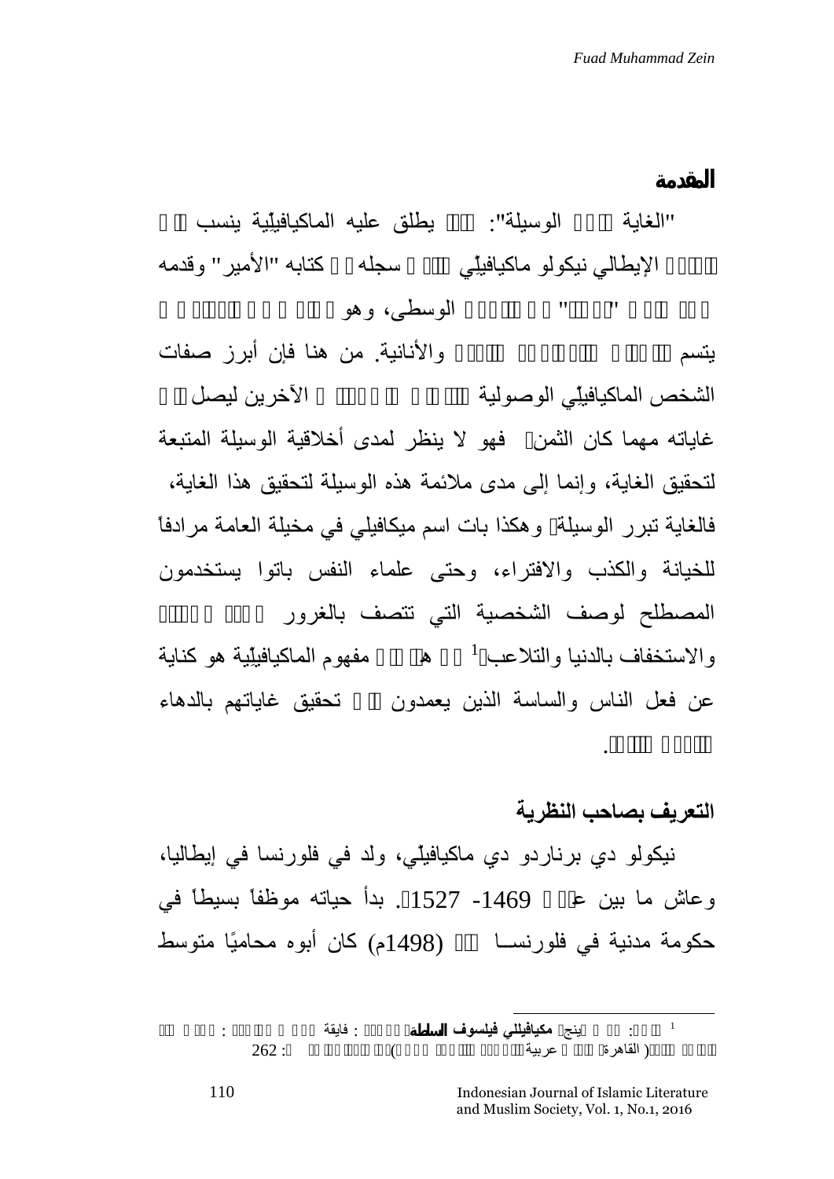## المقدمة

"الغاية تبرر الوسيلة": هذا ما يطلق عليه الماكيافيلّية ينسب إلى السياسي الإيطالي نيكولو ماكيافيلّي الذي سجله في كتابه "الأمير" وقدمه إلى ... "... الوسطى، وهو ... يتسم ... والأنانية. من هنا فإن أبرز صفات الشخص الماكيافيلّي الوصولية ... الآخرين ليصل إلى غاياته مهما كان الثمن، فهو لا ينظر لمدى أخلاقية الوسيلة المتبعة لتحقيق الغاية، وإنما إلى مدى ملائمة هذه الوسيلة لتحقيق هذا الغاية، فالغاية تبرر الوسيلة، وهكذا بات اسم ميكافيلي في مخيلة العامة مرادفاً للخيانة والكذب والافتراء، وحتى علماء النفس باتوا يستخدمون المصطلح لوصف الشخصية التي تتصف بالغرور ... والاستخفاف بالدنيا والتلاعب[1] ... مفهوم الماكيافيلّية هو كناية عن فعل الناس والساسة الذين يعمدون إلى تحقيق غاياتهم بالدهاء ...

## التعريف بصاحب النظرية

نيكولو دي برناردو دي ماكيافيلّي، ولد في فلورنسا في إيطاليا، وعاش ما بين عام 1469- 1527م. بدأ حياته موظفاً بسيطاً في حكومة مدنية في فلورنسا ... (1498م) كان أبوه محاميًا متوسط

---

[1] ... ينج، مكيافيللي فيلسوف السلطة، ... : فايقة ... (القاهرة ... عربية ...) ص: 262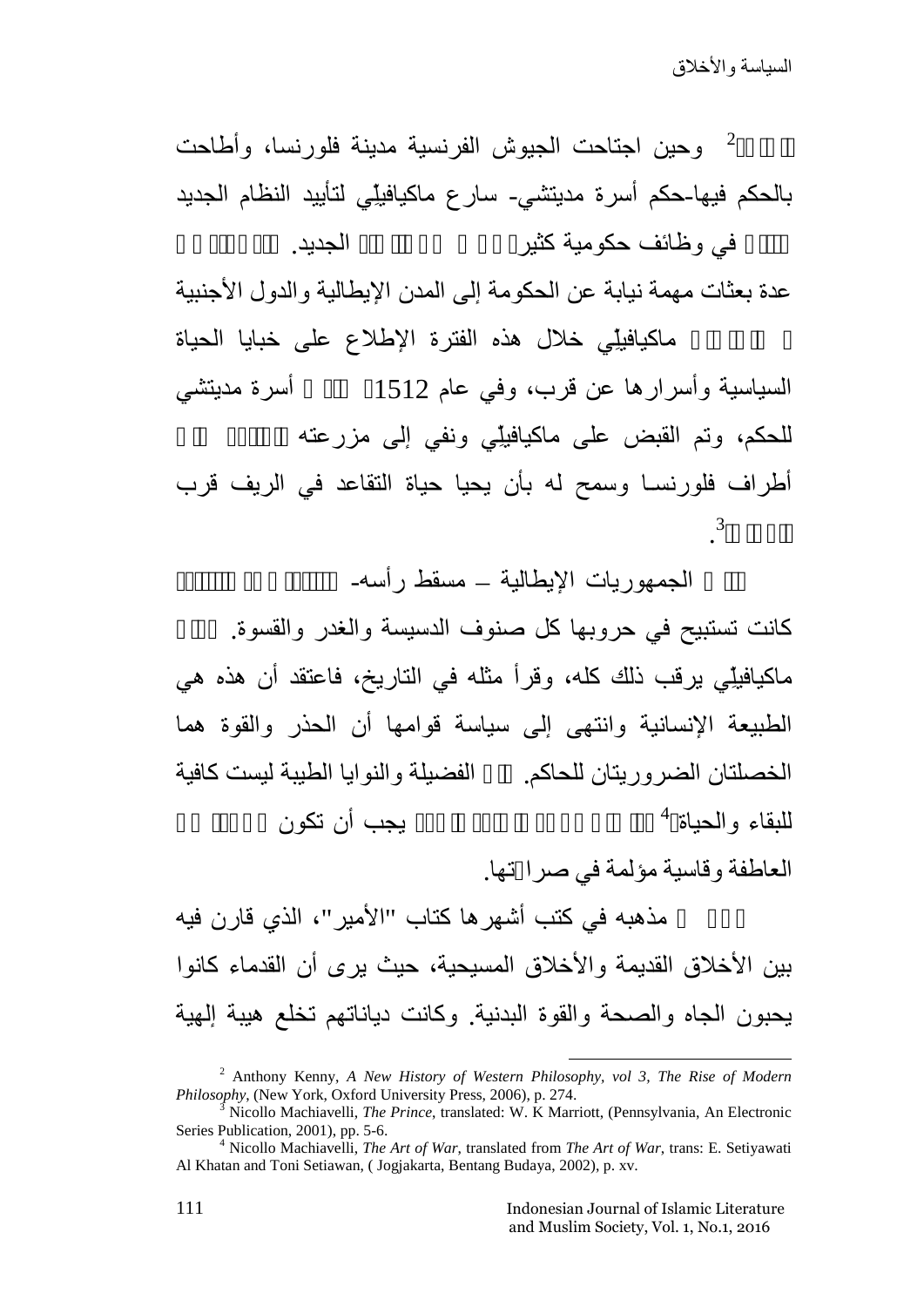وحين اجتاحت الجيوش الفرنسية مدينة فلورنسا، وأطاحت بالحكم فيها-حكم أسرة مديتشي- سارع ماكيافيلِّي لتأييد النظام الجديد في وظائف حكومية كثير الجديد. عدة بعثات مهمة نيابة عن الحكومة إلى المدن الإيطالية والدول الأجنبية ماكيافيلِّي خلال هذه الفترة الإطلاع على خبايا الحياة السياسية وأسرارها عن قرب، وفي عام 1512 أسرة مديتشي للحكم، وتم القبض على ماكيافيلِّي ونفي إلى مزرعته أطراف فلورنسا وسمح له بأن يحيا حياة التقاعد في الريف قرب [3].[2]

الجمهوريات الإيطالية – مسقط رأسه- كانت تستبيح في حروبها كل صنوف الدسيسة والغدر والقسوة. ماكيافيلِّي يرقب ذلك كله، وقرأ مثله في التاريخ، فاعتقد أن هذه هي الطبيعة الإنسانية وانتهى إلى سياسة قوامها أن الحذر والقوة هما الخصلتان الضروريتان للحاكم. الفضيلة والنوايا الطيبة ليست كافية للبقاء والحياة[4] يجب أن تكون العاطفة وقاسية مؤلمة في صرا تها.

مذهبه في كتب أشهرها كتاب "الأمير"، الذي قارن فيه بين الأخلاق القديمة والأخلاق المسيحية، حيث يرى أن القدماء كانوا يحبون الجاه والصحة والقوة البدنية. وكانت دياناتهم تخلع هيبة إلهية

---

[2] Anthony Kenny, *A New History of Western Philosophy, vol 3, The Rise of Modern Philosophy*, (New York, Oxford University Press, 2006), p. 274.

[3] Nicollo Machiavelli, *The Prince*, translated: W. K Marriott, (Pennsylvania, An Electronic Series Publication, 2001), pp. 5-6.

[4] Nicollo Machiavelli, *The Art of War*, translated from *The Art of War*, trans: E. Setiyawati Al Khatan and Toni Setiawan, ( Jogjakarta, Bentang Budaya, 2002), p. xv.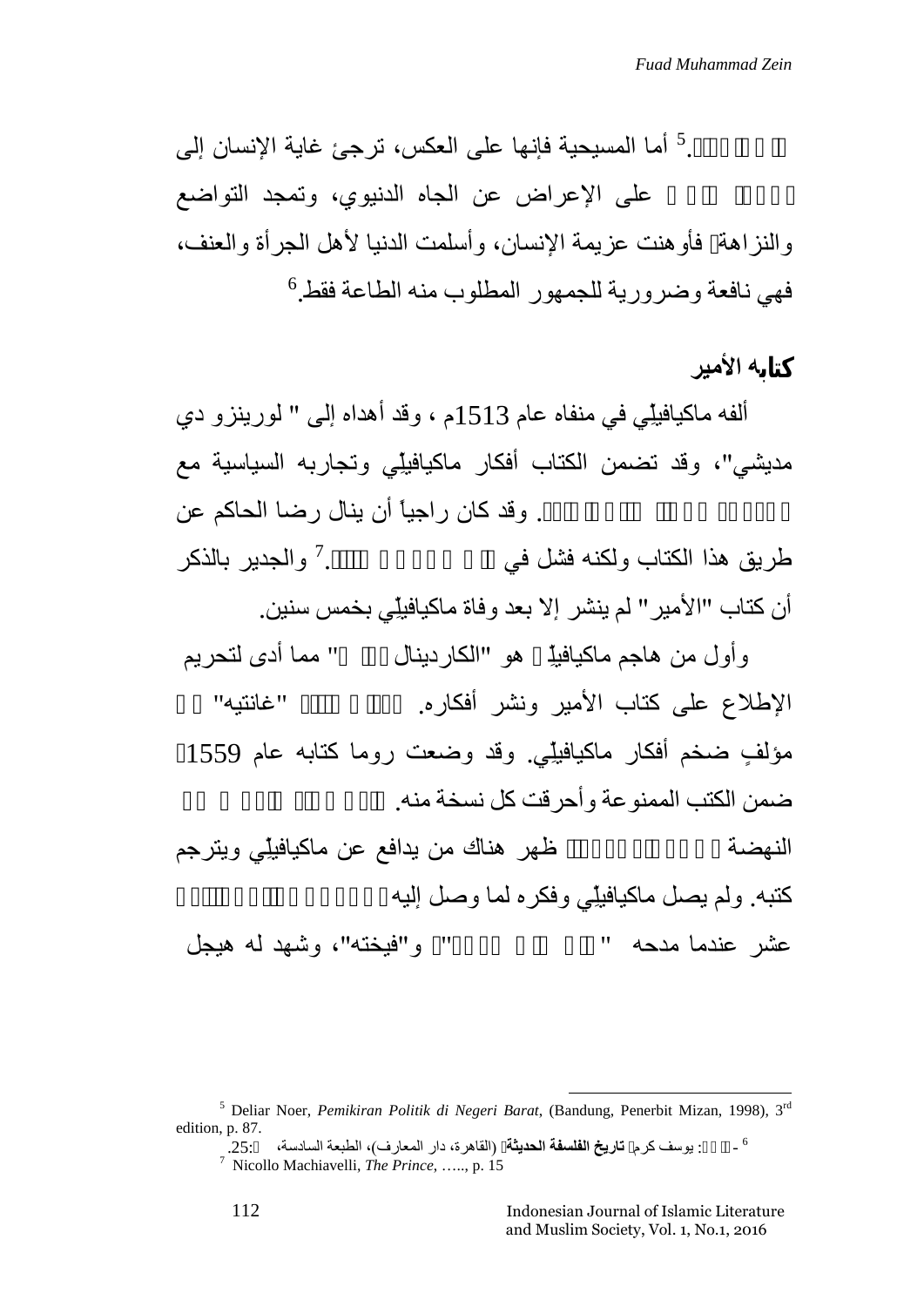. [5] أما المسيحية فإنها على العكس، ترجئ غاية الإنسان إلى على الإعراض عن الجاه الدنيوي، وتمجد التواضع والنزاهة فأوهنت عزيمة الإنسان، وأسلمت الدنيا لأهل الجرأة والعنف، فهي نافعة وضرورية للجمهور المطلوب منه الطاعة فقط. [6]

## كتابه الأمير

ألفه ماكيافيلِّي في منفاه عام 1513م ، وقد أهداه إلى " لورينزو دي مديشي"، وقد تضمن الكتاب أفكار ماكيافيلِّي وتجاربه السياسية مع . وقد كان راجياً أن ينال رضا الحاكم عن طريق هذا الكتاب ولكنه فشل في . [7] والجدير بالذكر أن كتاب "الأمير" لم ينشر إلا بعد وفاة ماكيافيلِّي بخمس سنين.

وأول من هاجم ماكيافيلِّ هو "الكاردينال " مما أدى لتحريم الإطلاع على كتاب الأمير ونشر أفكاره. "غانتيه" مؤلفٍ ضخم أفكار ماكيافيلِّي. وقد وضعت روما كتابه عام 1559 ضمن الكتب الممنوعة وأحرقت كل نسخة منه. النهضة ظهر هناك من يدافع عن ماكيافيلِّي ويترجم كتبه. ولم يصل ماكيافيلِّي وفكره لما وصل إليه عشر عندما مدحه " " و"فيخته"، وشهد له هيجل

---

[5] Deliar Noer, *Pemikiran Politik di Negeri Barat*, (Bandung, Penerbit Mizan, 1998), 3rd edition, p. 87.

[6] - : يوسف كرم **تاريخ الفلسفة الحديثة** (القاهرة، دار المعارف)، الطبعة السادسة، :25.

[7] Nicollo Machiavelli, *The Prince*, ….., p. 15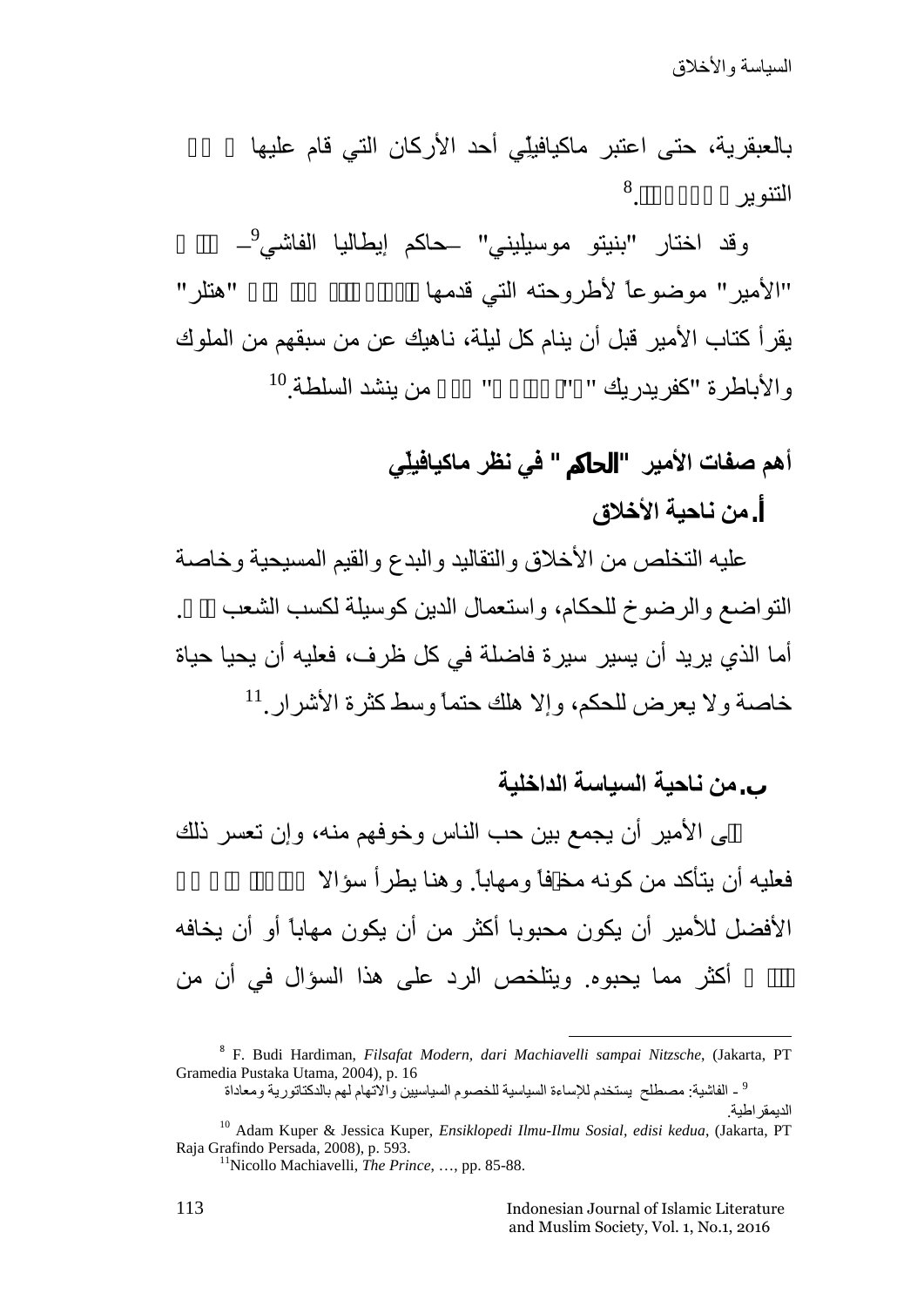بالعبقرية، حتى اعتبر ماكيافيلّي أحد الأركان التي قام عليها التنوير.[8]

وقد اختار "بنيتو موسيليني" –حاكم إيطاليا الفاشي[9]– "الأمير" موضوعاً لأطروحته التي قدمها "هتلر" يقرأ كتاب الأمير قبل أن ينام كل ليلة، ناهيك عن من سبقهم من الملوك والأباطرة "كفريدريك" "" من ينشد السلطة.[10]

### أهم صفات الأمير "الحاكم" في نظر ماكيافيلّي

#### أ. من ناحية الأخلاق

عليه التخلص من الأخلاق والتقاليد والبدع والقيم المسيحية وخاصة التواضع والرضوخ للحكام، واستعمال الدين كوسيلة لكسب الشعب. أما الذي يريد أن يسير سيرة فاضلة في كل ظرف، فعليه أن يحيا حياة خاصة ولا يعرض للحكم، وإلا هلك حتماً وسط كثرة الأشرار.[11]

#### ب. من ناحية السياسة الداخلية

ى الأمير أن يجمع بين حب الناس وخوفهم منه، وإن تعسر ذلك فعليه أن يتأكد من كونه مخ فاً ومهاباً. وهنا يطرأ سؤالا الأفضل للأمير أن يكون محبوبا أكثر من أن يكون مهاباً أو أن يخافه أكثر مما يحبوه. ويتلخص الرد على هذا السؤال في أن من

---

[8] F. Budi Hardiman, *Filsafat Modern, dari Machiavelli sampai Nitzsche*, (Jakarta, PT Gramedia Pustaka Utama, 2004), p. 16

[9] - الفاشية: مصطلح يستخدم للإساءة السياسية للخصوم السياسيين والاتهام لهم بالدكتاتورية ومعاداة الديمقراطية.

[10] Adam Kuper & Jessica Kuper, *Ensiklopedi Ilmu-Ilmu Sosial, edisi kedua*, (Jakarta, PT Raja Grafindo Persada, 2008), p. 593.

[11] Nicollo Machiavelli, *The Prince*, …, pp. 85-88.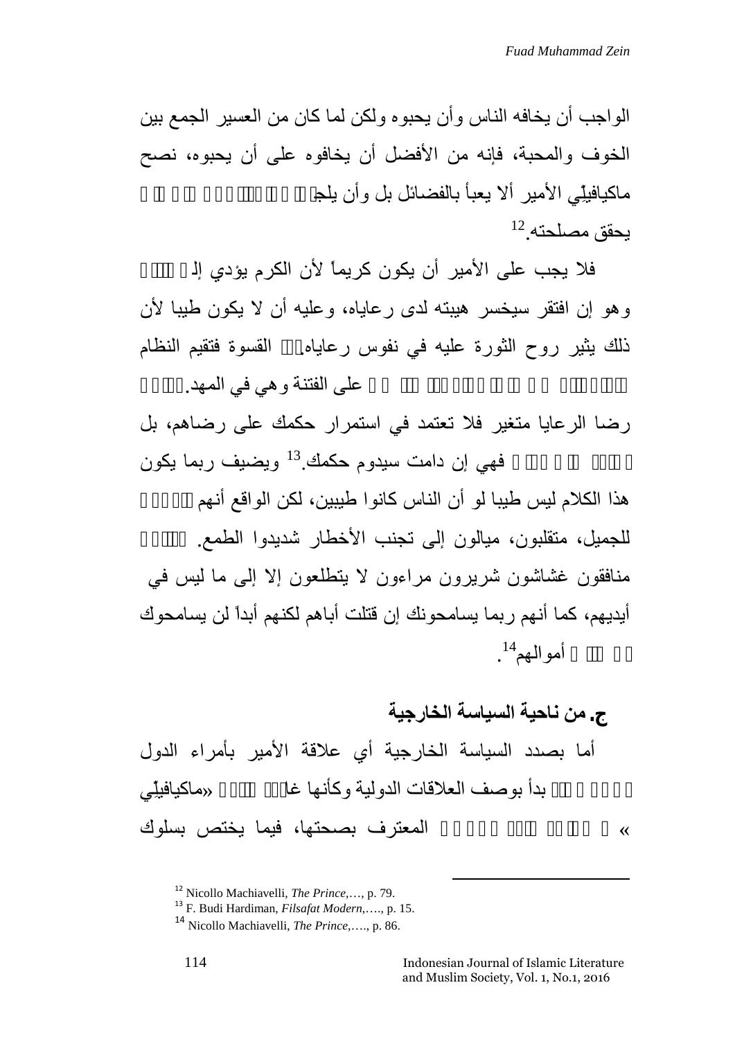الواجب أن يخافه الناس وأن يحبوه ولكن لما كان من العسير الجمع بين الخوف والمحبة، فإنه من الأفضل أن يخافوه على أن يحبوه، نصح ماكيافيلّي الأمير ألا يعبأ بالفضائل بل وأن يلجأ يحقق مصلحته.[12]

فلا يجب على الأمير أن يكون كريماً لأن الكرم يؤدي إلى وهو إن افتقر سيخسر هيبته لدى رعاياه، وعليه أن لا يكون طيبا لأن ذلك يثير روح الثورة عليه في نفوس رعاياه. القسوة فتقيم النظام على الفتنة وهي في المهد. رضا الرعايا متغير فلا تعتمد في استمرار حكمك على رضاهم، بل فهي إن دامت سيدوم حكمك.[13] ويضيف ربما يكون هذا الكلام ليس طيبا لو أن الناس كانوا طيبين، لكن الواقع أنهم للجميل، متقلبون، ميالون إلى تجنب الأخطار شديدوا الطمع. منافقون غشاشون شريرون مراءون لا يتطلعون إلا إلى ما ليس في أيديهم، كما أنهم ربما يسامحونك إن قتلت أباهم لكنهم أبداً لن يسامحوك أموالهم[14].

### ج. من ناحية السياسة الخارجية

أما بصدد السياسة الخارجية أي علاقة الأمير بأمراء الدول بدأ بوصف العلاقات الدولية وكأنها غا «ماكيافيلّي » المعترف بصحتها، فيما يختص بسلوك

---

[12] Nicollo Machiavelli, *The Prince*,…, p. 79.

[13] F. Budi Hardiman, *Filsafat Modern*,…., p. 15.

[14] Nicollo Machiavelli, *The Prince*,…., p. 86.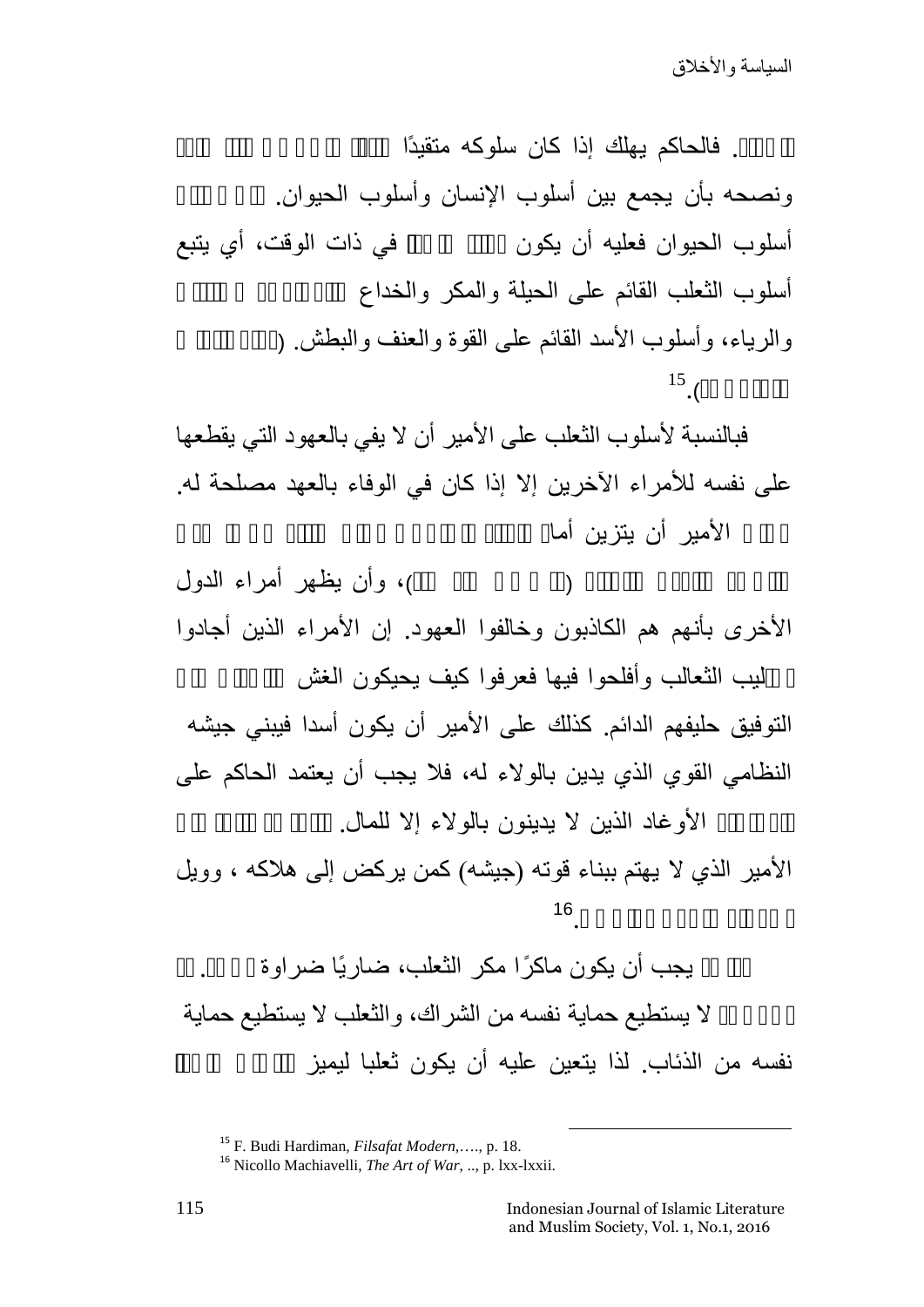□□□□. فالحاكم يهلك إذا كان سلوكه متقيدًا □□□□ □ □ □ □ □ □□□□ □□□ □□□

ونصحه بأن يجمع بين أسلوب الإنسان وأسلوب الحيوان. □□ □ □□□□

أسلوب الحيوان فعليه أن يكون □□□□ □□ □□□ في ذات الوقت، أي يتبع

أسلوب الثعلب القائم على الحيلة والمكر والخداع □□□□□□□ □ □□□□□

والرياء، وأسلوب الأسد القائم على القوة والعنف والبطش. (□□□□□□ □

□□□□□□□□).[15]

فبالنسبة لأسلوب الثعلب على الأمير أن لا يفي بالعهود التي يقطعها على نفسه للأمراء الآخرين إلا إذا كان في الوفاء بالعهد مصلحة له. □□□ □ الأمير أن يتزين أما□□□□□□ □ □ □ □ □□□□ □□□□□ □ □□ □□ □ □□□□ □□□□□ □□□□□□ (□□ □ □ □ □□□ □□□ □□)، وأن يظهر أمراء الدول الأخرى بأنهم هم الكاذبون وخالفوا العهود. إن الأمراء الذين أجادوا □□ليب الثعالب وأفلحوا فيها فعرفوا كيف يحيكون الغش □□□□□□ □□□ □ التوفيق حليفهم الدائم. كذلك على الأمير أن يكون أسدا فيبني جيشه النظامي القوي الذي يدين بالولاء له، فلا يجب أن يعتمد الحاكم على □□□□□□ الأوغاد الذين لا يدينون بالولاء إلا للمال. □□□□□ □□ □□□□□ □□ □ الأمير الذي لا يهتم ببناء قوته (جيشه) كمن يركض إلى هلاكه ، وويل □□□□□□□□□□□□□□□□□□.[16]

□□□ □□ يجب أن يكون ماكرًا مكر الثعلب، ضاريًا ضراوة □□□□. □□ □□□□□□ لا يستطيع حماية نفسه من الشراك، والثعلب لا يستطيع حماية نفسه من الذئاب. لذا يتعين عليه أن يكون ثعلبا ليميز □□□□ □ □□□□

---

[15] F. Budi Hardiman, *Filsafat Modern*,…., p. 18.

[16] Nicollo Machiavelli, *The Art of War*, .., p. lxx-lxxii.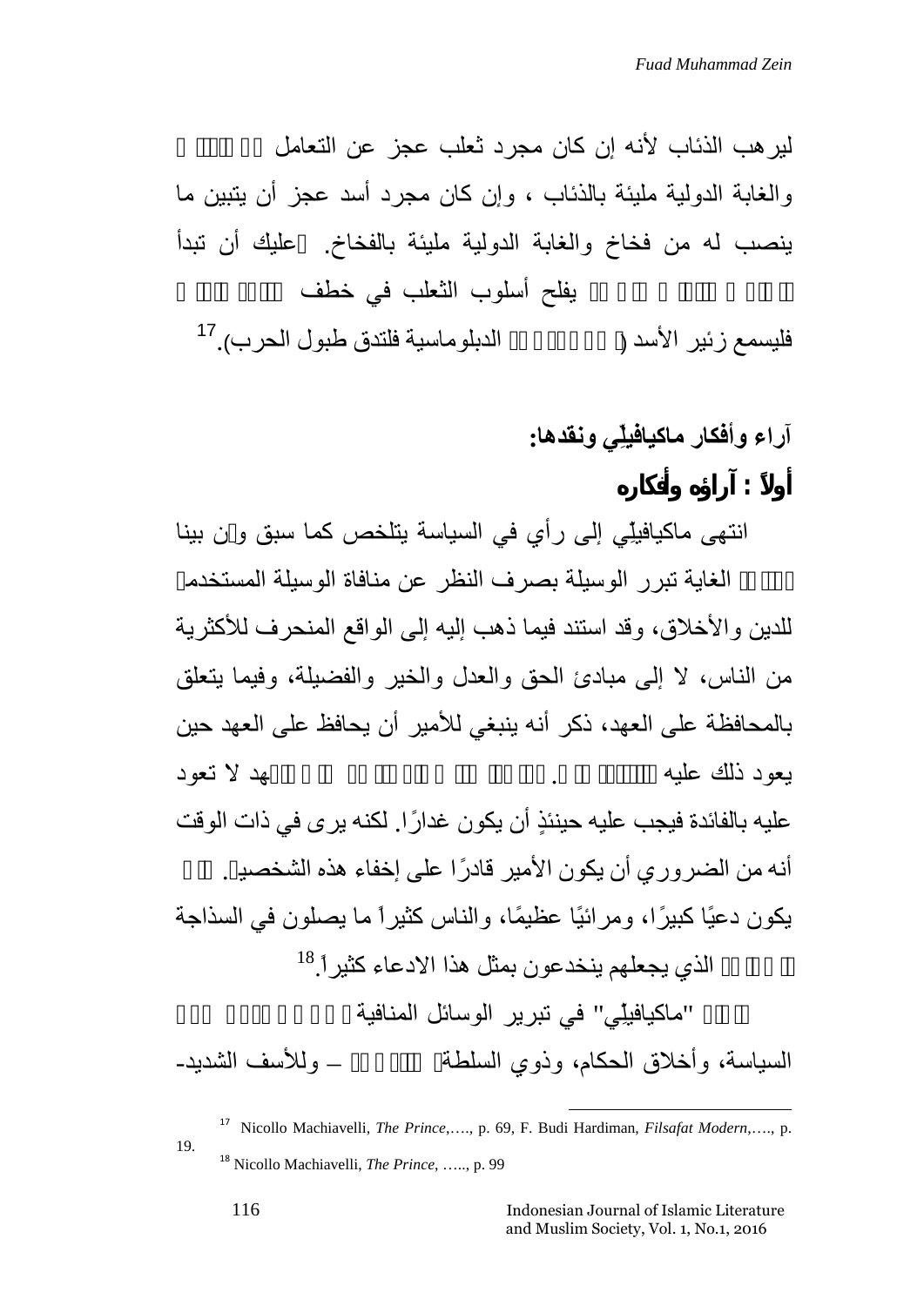ليرهب الذئاب لأنه إن كان مجرد ثعلب عجز عن التعامل مع الذئاب والغابة الدولية مليئة بالذئاب ، وإن كان مجرد أسد عجز أن يتبين ما ينصب له من فخاخ والغابة الدولية مليئة بالفخاخ. فعليك أن تبدأ يفلح أسلوب الثعلب في خطف فليسمع زئير الأسد الدبلوماسية فلتدق طبول الحرب).[17]

**آراء وأفكار ماكيافيلّي ونقدها:**

## أولاً : آراؤه وأفكاره

انتهى ماكيافيلّي إلى رأي في السياسة يتلخص كما سبق وأن بينا الغاية تبرر الوسيلة بصرف النظر عن منافاة الوسيلة المستخدمة للدين والأخلاق، وقد استند فيما ذهب إليه إلى الواقع المنحرف للأكثرية من الناس، لا إلى مبادئ الحق والعدل والخير والفضيلة، وفيما يتعلق بالمحافظة على العهد، ذكر أنه ينبغي للأمير أن يحافظ على العهد حين يعود ذلك عليه هد لا تعود عليه بالفائدة فيجب عليه حينئذٍ أن يكون غدارًا. لكنه يرى في ذات الوقت أنه من الضروري أن يكون الأمير قادرًا على إخفاء هذه الشخصية. يكون دعيًا كبيرًا، ومرائيًا عظيمًا، والناس كثيراً ما يصلون في السذاجة الذي يجعلهم ينخدعون بمثل هذا الادعاء كثيراً.[18]

"ماكيافيلّي" في تبرير الوسائل المنافية السياسة، وأخلاق الحكام، وذوي السلطة – وللأسف الشديد-

---

[17] Nicollo Machiavelli, *The Prince*,…., p. 69, F. Budi Hardiman, *Filsafat Modern*,…., p. 19.

[18] Nicollo Machiavelli, *The Prince*, ….., p. 99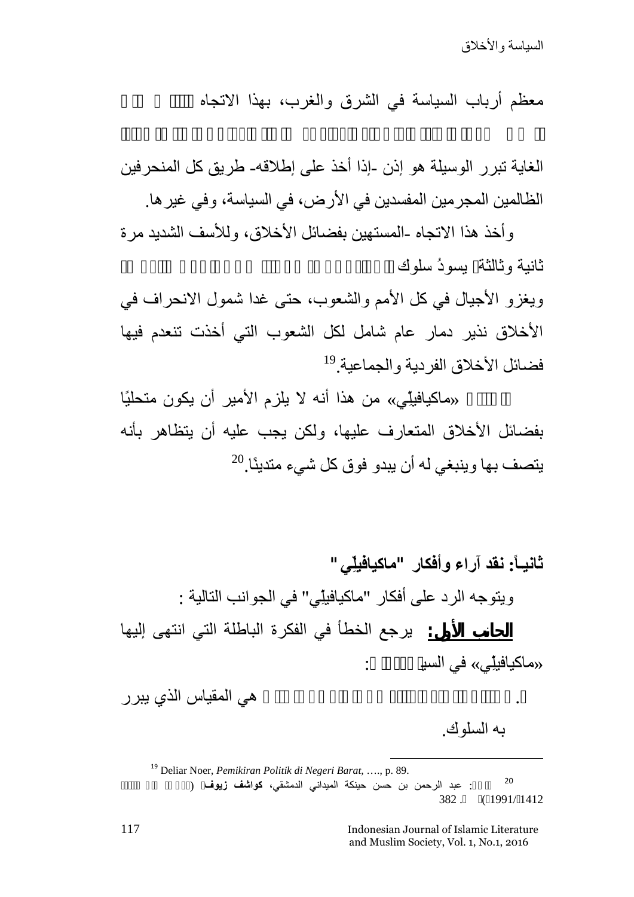معظم أرباب السياسة في الشرق والغرب، بهذا الاتجاه 

الغاية تبرر الوسيلة هو إذن -إذا أخذ على إطلاقه- طريق كل المنحرفين الظالمين المجرمين المفسدين في الأرض، في السياسة، وفي غيرها.

وأخذ هذا الاتجاه -المستهين بفضائل الأخلاق، وللأسف الشديد مرة ثانية وثالثة يسودُ سلوك 

ويغزو الأجيال في كل الأمم والشعوب، حتى غدا شمول الانحراف في الأخلاق نذير دمار عام شامل لكل الشعوب التي أخذت تنعدم فيها فضائل الأخلاق الفردية والجماعية.[19]

«ماكيافيلّي» من هذا أنه لا يلزم الأمير أن يكون متحليًا بفضائل الأخلاق المتعارف عليها، ولكن يجب عليه أن يتظاهر بأنه يتصف بها وينبغي له أن يبدو فوق كل شيء متدينًا.[20]

## ثانياً: نقد آراء وأفكار "ماكيافيلّي"

ويتوجه الرد على أفكار "ماكيافيلّي" في الجوانب التالية :

**الجانب الأول:** يرجع الخطأ في الفكرة الباطلة التي انتهى إليها «ماكيافيلّي» في السي :

. هي المقياس الذي يبرر به السلوك.

---

[19] Deliar Noer, *Pemikiran Politik di Negeri Barat*, …., p. 89.

[20] : عبد الرحمن بن حسن حبنكة الميداني الدمشقي، **كواشف زيوف** ( 1412/1991) . 382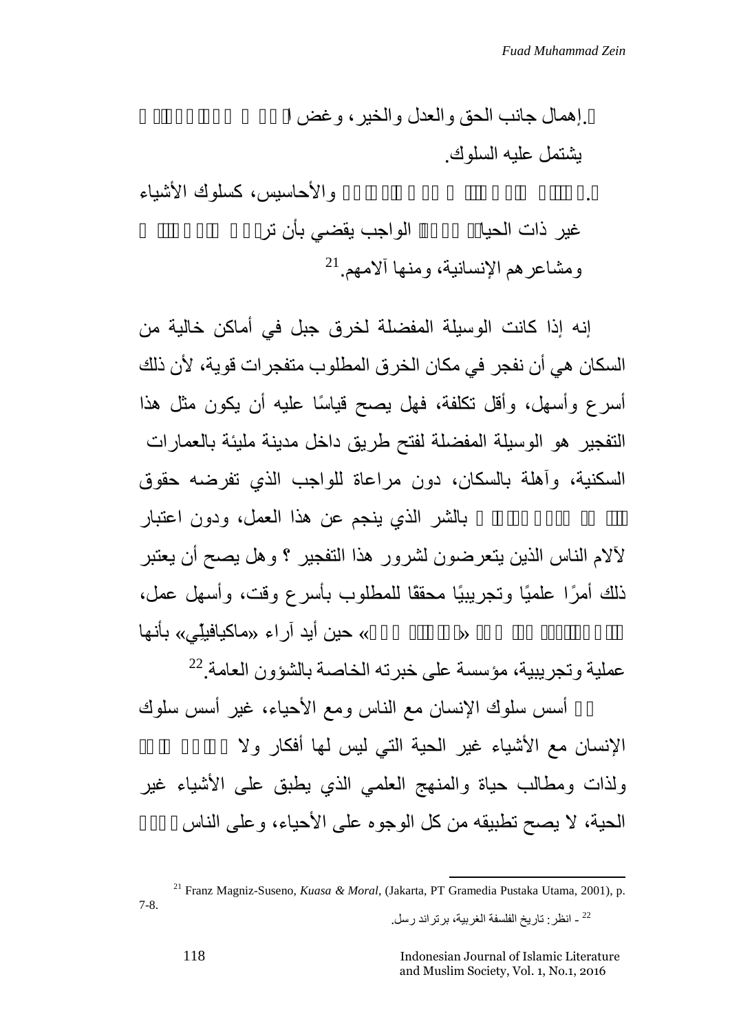.إهمال جانب الحق والعدل والخير، وغض ا يشتمل عليه السلوك.

. والأحاسيس، كسلوك الأشياء غير ذات الحيا الواجب يقضي بأن تر ومشاعرهم الإنسانية، ومنها آلامهم.[21]

إنه إذا كانت الوسيلة المفضلة لخرق جبل في أماكن خالية من السكان هي أن نفجر في مكان الخرق المطلوب متفجرات قوية، لأن ذلك أسرع وأسهل، وأقل تكلفة، فهل يصح قياسًا عليه أن يكون مثل هذا التفجير هو الوسيلة المفضلة لفتح طريق داخل مدينة مليئة بالعمارات السكنية، وآهلة بالسكان، دون مراعاة للواجب الذي تفرضه حقوق بالشر الذي ينجم عن هذا العمل، ودون اعتبار لآلام الناس الذين يتعرضون لشرور هذا التفجير ؟ وهل يصح أن يعتبر ذلك أمرًا علميًا وتجريبيًا محققًا للمطلوب بأسرع وقت، وأسهل عمل، « » حين أيد آراء «ماكيافيلِّي» بأنها عملية وتجريبية، مؤسسة على خبرته الخاصة بالشؤون العامة.[22]

أسس سلوك الإنسان مع الناس ومع الأحياء، غير أسس سلوك الإنسان مع الأشياء غير الحية التي ليس لها أفكار ولا ولذات ومطالب حياة والمنهج العلمي الذي يطبق على الأشياء غير الحية، لا يصح تطبيقه من كل الوجوه على الأحياء، وعلى الناس

---

[21] Franz Magniz-Suseno, *Kuasa & Moral*, (Jakarta, PT Gramedia Pustaka Utama, 2001), p. 7-8.

[22] - انظر: تاريخ الفلسفة الغربية، برتراند رسل.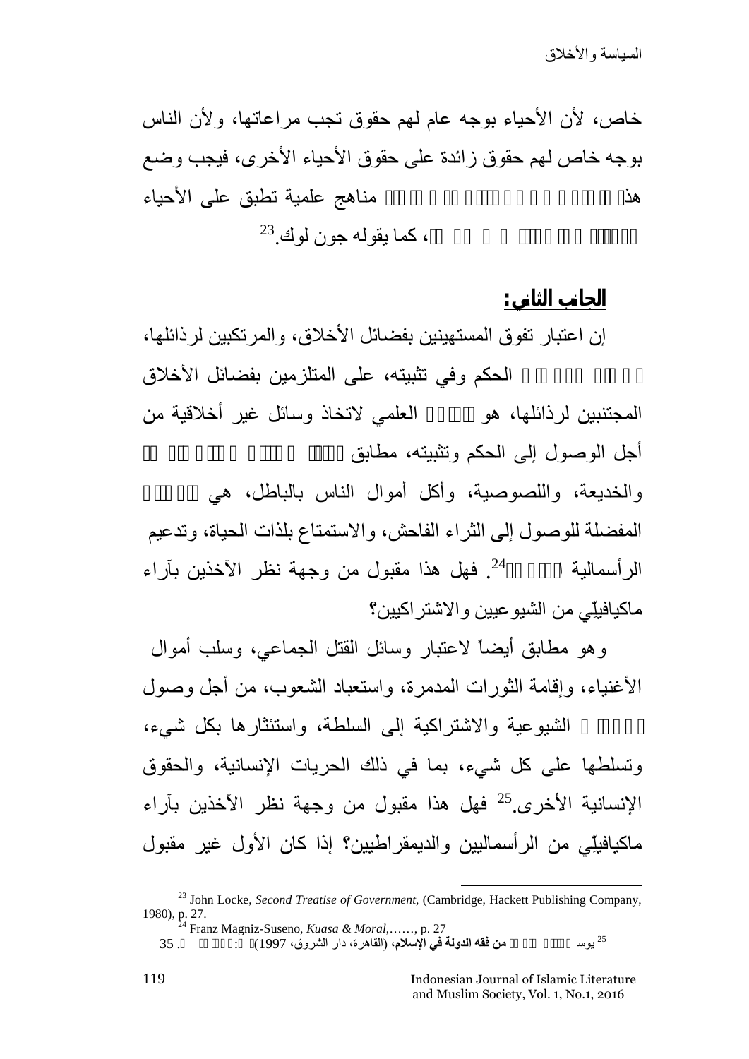خاص، لأن الأحياء بوجه عام لهم حقوق تجب مراعاتها، ولأن الناس بوجه خاص لهم حقوق زائدة على حقوق الأحياء الأخرى، فيجب وضع هذ مناهج علمية تطبق على الأحياء ، كما يقوله جون لوك.[23]

**الجانب الثاني:**

إن اعتبار تفوق المستهينين بفضائل الأخلاق، والمرتكبين لرذائلها، الحكم وفي تثبيته، على المتلزمين بفضائل الأخلاق المجتنبين لرذائلها، هو العلمي لاتخاذ وسائل غير أخلاقية من أجل الوصول إلى الحكم وتثبيته، مطابق والخديعة، واللصوصية، وأكل أموال الناس بالباطل، هي المفضلة للوصول إلى الثراء الفاحش، والاستمتاع بلذات الحياة، وتدعيم الرأسمالية[24]. فهل هذا مقبول من وجهة نظر الآخذين بآراء ماكيافيلي من الشيوعيين والاشتراكيين؟

وهو مطابق أيضاً لاعتبار وسائل القتل الجماعي، وسلب أموال الأغنياء، وإقامة الثورات المدمرة، واستعباد الشعوب، من أجل وصول الشيوعية والاشتراكية إلى السلطة، واستئثارها بكل شيء، وتسلطها على كل شيء، بما في ذلك الحريات الإنسانية، والحقوق الإنسانية الأخرى.[25] فهل هذا مقبول من وجهة نظر الآخذين بآراء ماكيافيلي من الرأسماليين والديمقراطيين؟ إذا كان الأول غير مقبول

---

[23] John Locke, *Second Treatise of Government*, (Cambridge, Hackett Publishing Company, 1980), p. 27.

[24] Franz Magniz-Suseno, *Kuasa & Moral*,……, p. 27

[25] يوسف **من فقه الدولة في الإسلام**، (القاهرة، دار الشروق، 1997) 35.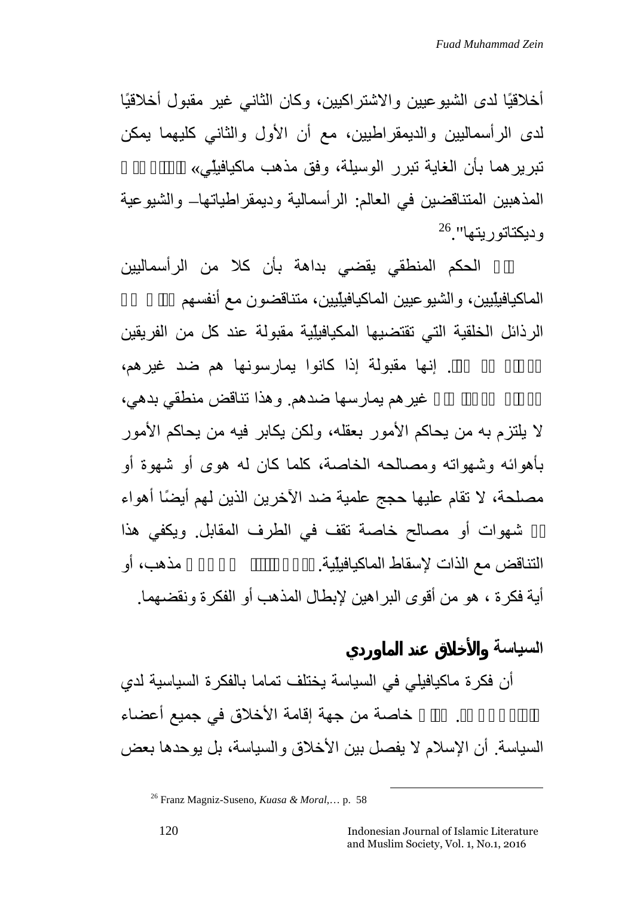أخلاقيًا لدى الشيوعيين والاشتراكيين، وكان الثاني غير مقبول أخلاقيًا لدى الرأسماليين والديمقراطيين، مع أن الأول والثاني كليهما يمكن تبريرهما بأن الغاية تبرر الوسيلة، وفق مذهب ماكيافيلّي» المذهبين المتناقضين في العالم: الرأسمالية وديمقراطياتها– والشيوعية وديكتاتوريتها".[26]

الحكم المنطقي يقضي بداهة بأن كلا من الرأسماليين الماكيافيلّيين، والشيوعيين الماكيافيلّيين، متناقضون مع أنفسهم الرذائل الخلقية التي تقتضيها المكيافيلّية مقبولة عند كل من الفريقين . إنها مقبولة إذا كانوا يمارسونها هم ضد غيرهم، غيرهم يمارسها ضدهم. وهذا تناقض منطقي بدهي، لا يلتزم به من يحاكم الأمور بعقله، ولكن يكابر فيه من يحاكم الأمور بأهوائه وشهواته ومصالحه الخاصة، كلما كان له هوى أو شهوة أو مصلحة، لا تقام عليها حجج علمية ضد الآخرين الذين لهم أيضًا أهواء شهوات أو مصالح خاصة تقف في الطرف المقابل. ويكفي هذا التناقض مع الذات لإسقاط الماكيافيلّية. مذهب، أو أية فكرة ، هو من أقوى البراهين لإبطال المذهب أو الفكرة ونقضهما.

## السياسة والأخلاق عند الماوردي

أن فكرة ماكيافيلي في السياسة يختلف تماما بالفكرة السياسية لدي . خاصة من جهة إقامة الأخلاق في جميع أعضاء السياسة. أن الإسلام لا يفصل بين الأخلاق والسياسة، بل يوحدها بعض

---

[26] Franz Magniz-Suseno, *Kuasa & Moral*,… p. 58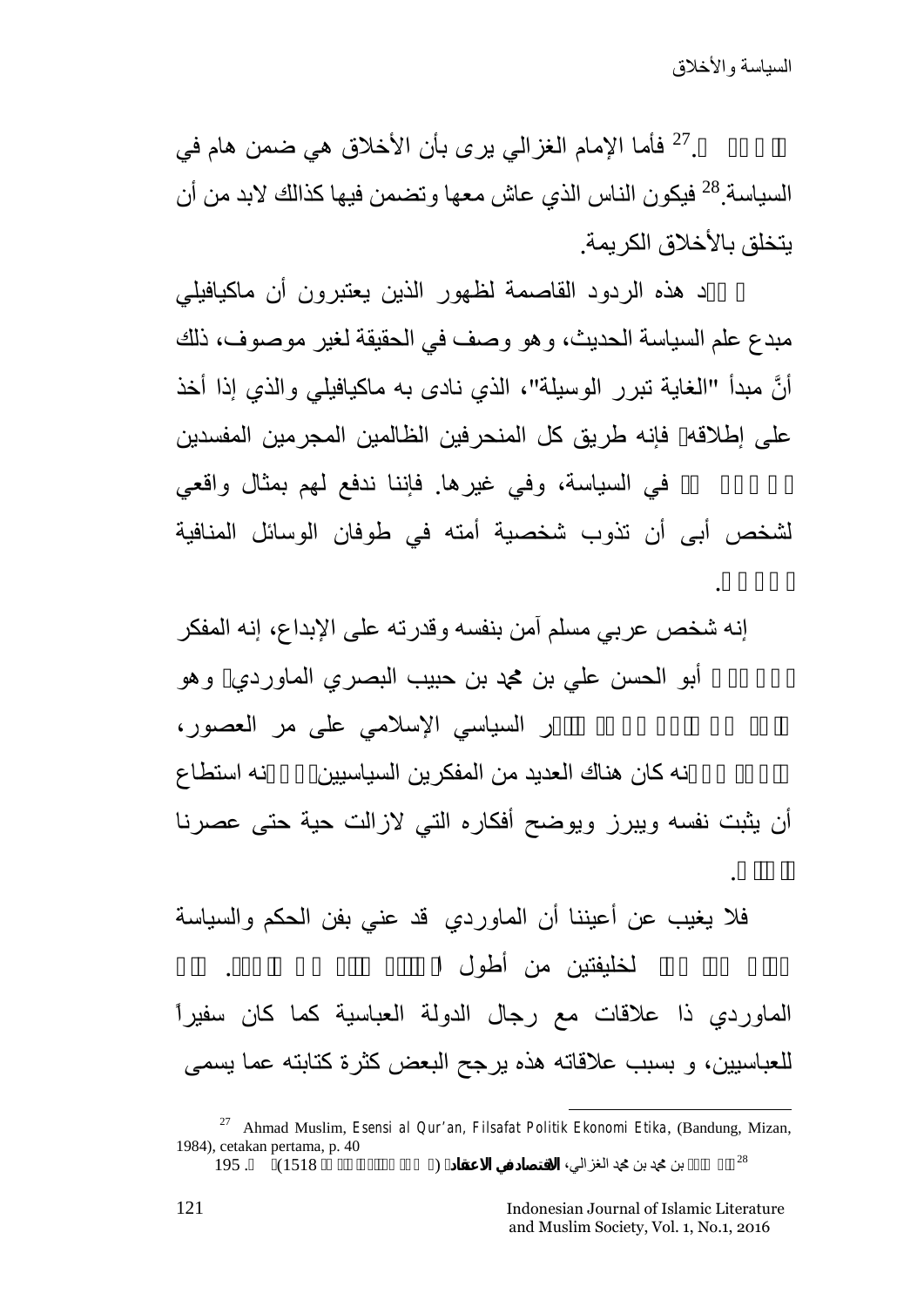.[27] فأما الإمام الغزالي يرى بأن الأخلاق هي ضمن هام في السياسة.[28] فيكون الناس الذي عاش معها وتضمن فيها كذالك لابد من أن يتخلق بالأخلاق الكريمة.

د هذه الردود القاصمة لظهور الذين يعتبرون أن ماكيافيلي مبدع علم السياسة الحديث، وهو وصف في الحقيقة لغير موصوف، ذلك أنَّ مبدأ "الغاية تبرر الوسيلة"، الذي نادى به ماكيافيلي والذي إذا أخذ على إطلاقه فإنه طريق كل المنحرفين الظالمين المجرمين المفسدين في السياسة، وفي غيرها. فإننا ندفع لهم بمثال واقعي لشخص أبى أن تذوب شخصية أمته في طوفان الوسائل المنافية .

إنه شخص عربي مسلم آمن بنفسه وقدرته على الإبداع، إنه المفكر أبو الحسن علي بن محمد بن حبيب البصري الماوردي وهو ر السياسي الإسلامي على مر العصور، نه كان هناك العديد من المفكرين السياسيين نه استطاع أن يثبت نفسه ويبرز ويوضح أفكاره التي لازالت حية حتى عصرنا .

فلا يغيب عن أعيننا أن الماوردي قد عني بفن الحكم والسياسة لخليفتين من أطول . الماوردي ذا علاقات مع رجال الدولة العباسية كما كان سفيراً للعباسيين، و بسبب علاقاته هذه يرجح البعض كثرة كتابته عما يسمى

---

[27] Ahmad Muslim, *Esensi al Qur'an, Filsafat Politik Ekonomi Etika*, (Bandung, Mizan, 1984), cetakan pertama, p. 40

[28] بن محمد بن محمد الغزالي، **الاقتصاد في الاعتقاد** ( 1518) . 195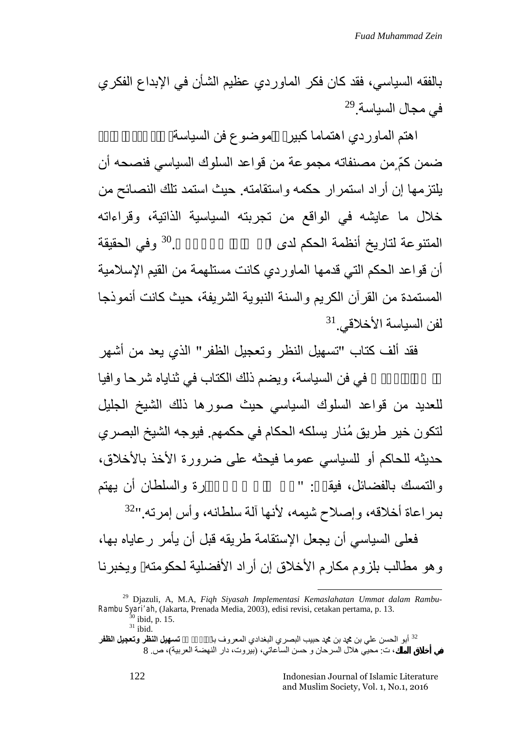بالفقه السياسي، فقد كان فكر الماوردي عظيم الشأن في الإبداع الفكري في مجال السياسة.[29]

اهتم الماوردي اهتماما كبير موضوع فن السياسة ضمن كمٍّ من مصنفاته مجموعة من قواعد السلوك السياسي فنصحه أن يلتزمها إن أراد استمرار حكمه واستقامته. حيث استمد تلك النصائح من خلال ما عايشه في الواقع من تجربته السياسية الذاتية، وقراءاته المتنوعة لتاريخ أنظمة الحكم لدى ا .[30] وفي الحقيقة أن قواعد الحكم التي قدمها الماوردي كانت مستلهمة من القيم الإسلامية المستمدة من القرآن الكريم والسنة النبوية الشريفة، حيث كانت أنموذجا لفن السياسة الأخلاقي.[31]

فقد ألف كتاب "تسهيل النظر وتعجيل الظفر" الذي يعد من أشهر في فن السياسة، ويضم ذلك الكتاب في ثناياه شرحا وافيا للعديد من قواعد السلوك السياسي حيث صورها ذلك الشيخ الجليل لتكون خير طريق مُنار يسلكه الحكام في حكمهم. فيوجه الشيخ البصري حديثه للحاكم أو للسياسي عموما فيحثه على ضرورة الأخذ بالأخلاق، والتمسك بالفضائل، فيقـ: " رة والسلطان أن يهتم بمراعاة أخلاقه، وإصلاح شيمه، لأنها آلة سلطانه، وأس إمرته."[32]

فعلى السياسي أن يجعل الإستقامة طريقه قبل أن يأمر رعاياه بها، وهو مطالب بلزوم مكارم الأخلاق إن أراد الأفضلية لحكومته ويخبرنا

---

[29] Djazuli, A, M.A, *Fiqh Siyasah Implementasi Kemaslahatan Ummat dalam Rambu-Rambu Syari'ah*, (Jakarta, Prenada Media, 2003), edisi revisi, cetakan pertama, p. 13.

[30] ibid, p. 15.

[31] ibid.

[32] أبو الحسن علي بن محمد بن محمد حبيب البصري البغدادي المعروف با **تسهيل النظر وتعجيل الظفر في أخلاق الملك**، ت: محيي هلال السرحان و حسن الساعاتي، (بيروت، دار النهضة العربية)، ص. 8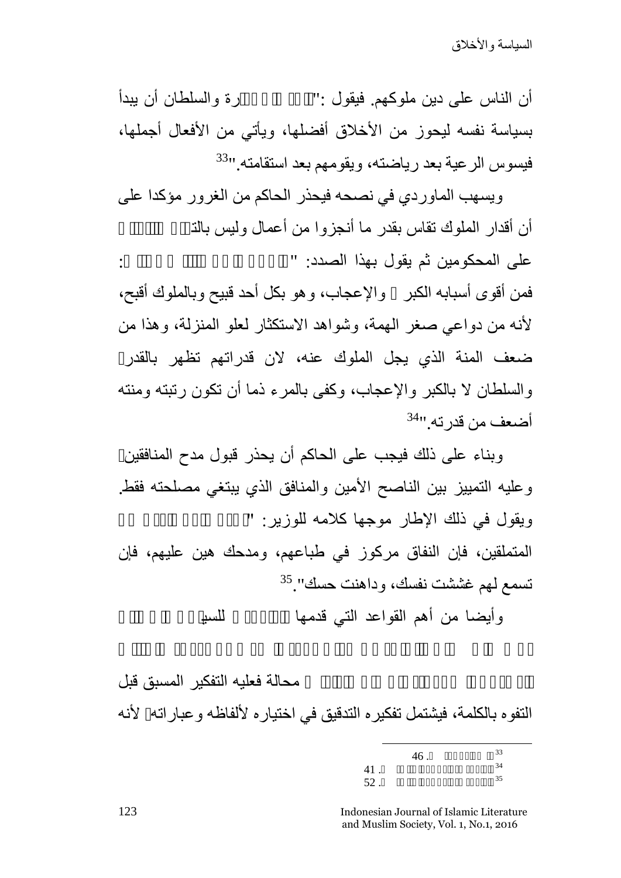أن الناس على دين ملوكهم. فيقول :"ومن ضرورة والسلطان أن يبدأ بسياسة نفسه ليحوز من الأخلاق أفضلها، ويأتي من الأفعال أجملها، فيسوس الرعية بعد رياضته، ويقومهم بعد استقامته."[33]

ويسهب الماوردي في نصحه فيحذر الحاكم من الغرور مؤكدا على أن أقدار الملوك تقاس بقدر ما أنجزوا من أعمال وليس بالت

على المحكومين ثم يقول بهذا الصدد: " :

فمن أقوى أسبابه الكبر والإعجاب، وهو بكل أحد قبيح وبالملوك أقبح، لأنه من دواعي صغر الهمة، وشواهد الاستكثار لعلو المنزلة، وهذا من ضعف المنة الذي يجل الملوك عنه، لان قدراتهم تظهر بالقدر والسلطان لا بالكبر والإعجاب، وكفى بالمرء ذما أن تكون رتبته ومنته أضعف من قدرته."[34]

وبناء على ذلك فيجب على الحاكم أن يحذر قبول مدح المنافقين وعليه التمييز بين الناصح الأمين والمنافق الذي يبتغي مصلحته فقط. ويقول في ذلك الإطار موجها كلامه للوزير: "

المتملقين، فإن النفاق مركوز في طباعهم، ومدحك هين عليهم، فإن تسمع لهم غششت نفسك، وداهنت حسك".[35]

وأيضا من أهم القواعد التي قدمها للسي

محالة فعليه التفكير المسبق قبل التفوه بالكلمة، فيشتمل تفكيره التدقيق في اختياره لألفاظه وعباراته لأنه

---

[33] . 46.

[34] . 41.

[35] . 52.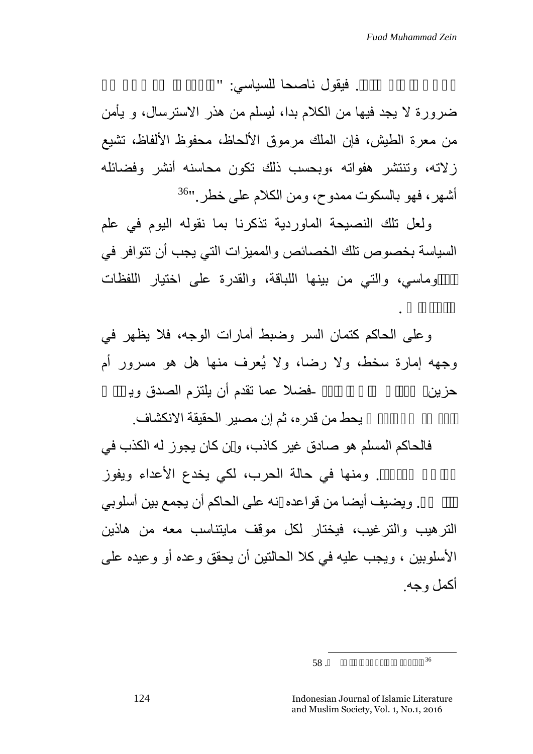. فيقول ناصحا للسياسي: "

ضرورة لا يجد فيها من الكلام بدا، ليسلم من هذر الاسترسال، و يأمن من معرة الطيش، فإن الملك مرموق الألحاظ، محفوظ الألفاظ، تشيع زلاته، وتنتشر هفواته ،وبحسب ذلك تكون محاسنه أنشر وفضائله أشهر، فهو بالسكوت ممدوح، ومن الكلام على خطر."[36]

ولعل تلك النصيحة الماوردية تذكرنا بما نقوله اليوم في علم السياسة بخصوص تلك الخصائص والمميزات التي يجب أن تتوافر في وماسي، والتي من بينها اللباقة، والقدرة على اختيار اللفظات .

وعلى الحاكم كتمان السر وضبط أمارات الوجه، فلا يظهر في وجهه إمارة سخط، ولا رضا، ولا يُعرف منها هل هو مسرور أم حزين -فضلا عما تقدم أن يلتزم الصدق وي يحط من قدره، ثم إن مصير الحقيقة الانكشاف.

فالحاكم المسلم هو صادق غير كاذب، و ن كان يجوز له الكذب في . ومنها في حالة الحرب، لكي يخدع الأعداء ويفوز . ويضيف أيضا من قواعده نه على الحاكم أن يجمع بين أسلوبي الترهيب والترغيب، فيختار لكل موقف مايتناسب معه من هاذين الأسلوبين ، ويجب عليه في كلا الحالتين أن يحقق وعده أو وعيده على أكمل وجه.

---

[36] ص. 58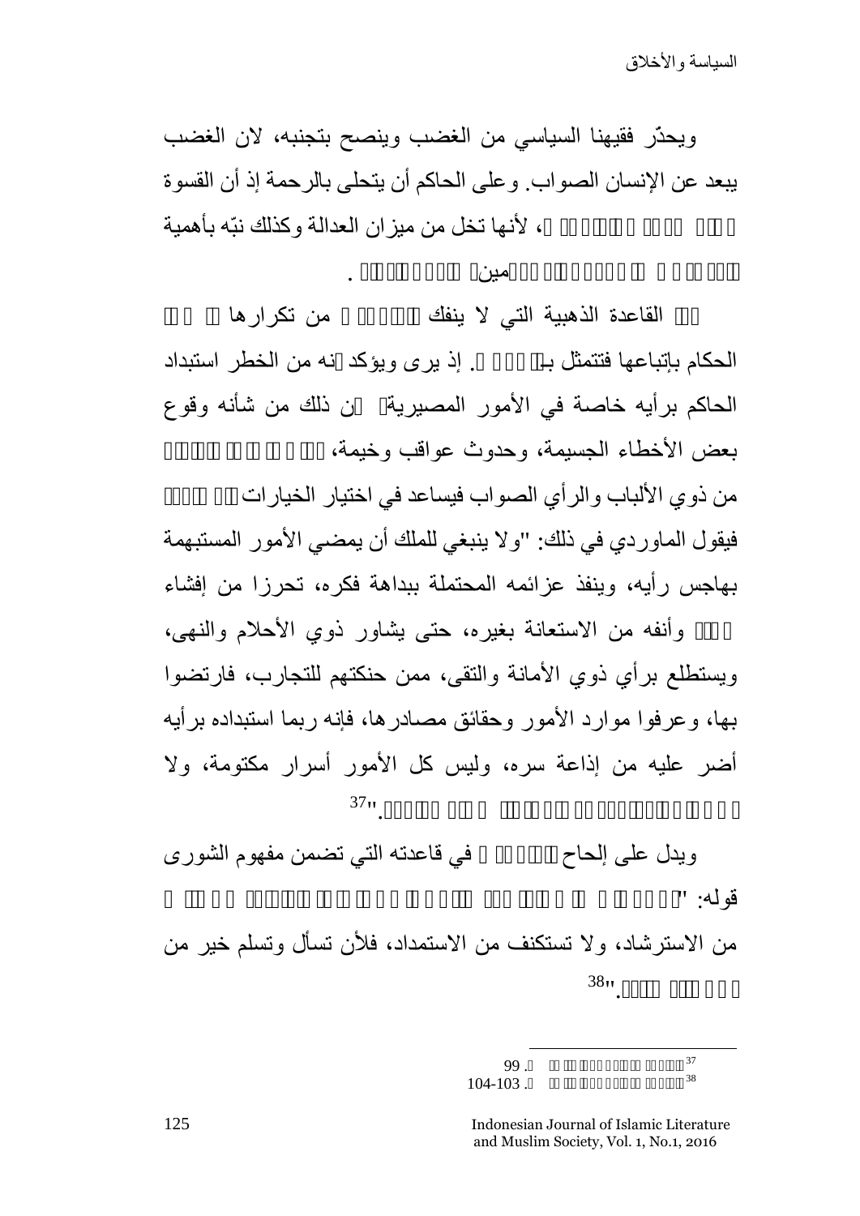ويحذّر فقيهنا السياسي من الغضب وينصح بتجنبه، لان الغضب يبعد عن الإنسان الصواب. وعلى الحاكم أن يتحلى بالرحمة إذ أن القسوة ، لأنها تخل من ميزان العدالة وكذلك نبّه بأهمية مين .

القاعدة الذهبية التي لا ينفك من تكرارها الحكام بإتباعها فتتمثل بـ . إذ يرى ويؤكد نه من الخطر استبداد الحاكم برأيه خاصة في الأمور المصيرية ن ذلك من شأنه وقوع بعض الأخطاء الجسيمة، وحدوث عواقب وخيمة، من ذوي الألباب والرأي الصواب فيساعد في اختيار الخيارات فيقول الماوردي في ذلك: "ولا ينبغي للملك أن يمضي الأمور المستبهمة بهاجس رأيه، وينفذ عزائمه المحتملة ببداهة فكره، تحرزا من إفشاء وأنفه من الاستعانة بغيره، حتى يشاور ذوي الأحلام والنهى، ويستطلع برأي ذوي الأمانة والتقى، ممن حنكتهم للتجارب، فارتضوا بها، وعرفوا موارد الأمور وحقائق مصادرها، فإنه ربما استبداده برأيه أضر عليه من إذاعة سره، وليس كل الأمور أسرار مكتومة، ولا ."[37]

ويدل على إلحاح في قاعدته التي تضمن مفهوم الشورى قوله: " من الاسترشاد، ولا تستكنف من الاستمداد، فلأن تسأل وتسلم خير من ."[38]

---

[37] . 99

[38] . 104-103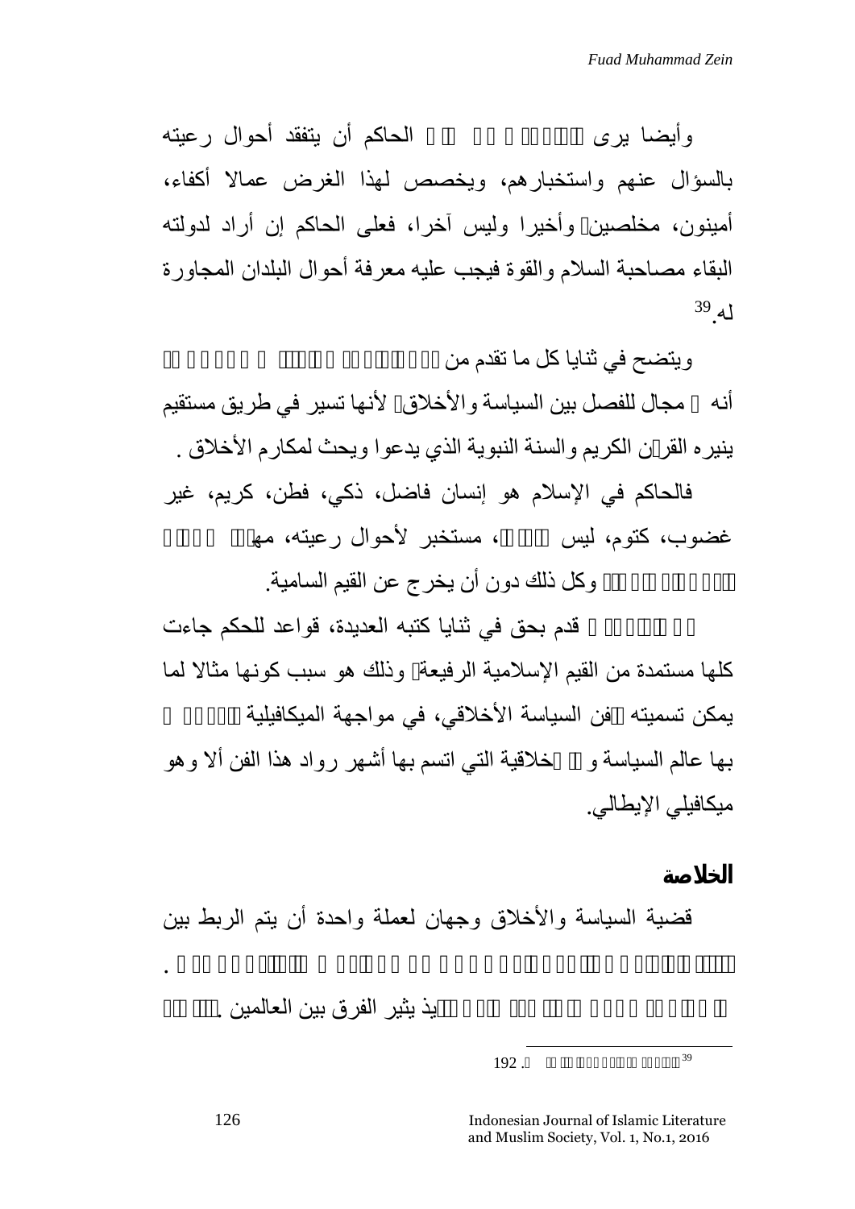وأيضا يرى الحاكم أن يتفقد أحوال رعيته بالسؤال عنهم واستخبارهم، ويخصص لهذا الغرض عمالا أكفاء، أمينون، مخلصين وأخيرا وليس آخرا، فعلى الحاكم إن أراد لدولته البقاء مصاحبة السلام والقوة فيجب عليه معرفة أحوال البلدان المجاورة له.[39]

ويتضح في ثنايا كل ما تقدم من أنه مجال للفصل بين السياسة والأخلاق لأنها تسير في طريق مستقيم ينيره القرن الكريم والسنة النبوية الذي يدعوا ويحث لمكارم الأخلاق .

فالحاكم في الإسلام هو إنسان فاضل، ذكي، فطن، كريم، غير غضوب، كتوم، ليس ، مستخبر لأحوال رعيته، مها وكل ذلك دون أن يخرج عن القيم السامية.

قدم بحق في ثنايا كتبه العديدة، قواعد للحكم جاءت كلها مستمدة من القيم الإسلامية الرفيعة وذلك هو سبب كونها مثالا لما يمكن تسميته فن السياسة الأخلاقي، في مواجهة الميكافيلية بها عالم السياسة و خلاقية التي اتسم بها أشهر رواد هذا الفن ألا وهو ميكافيلي الإيطالي.

## الخلاصة

قضية السياسة والأخلاق وجهان لعملة واحدة أن يتم الربط بين .

يذ يثير الفرق بين العالمين .

---

[39] . 192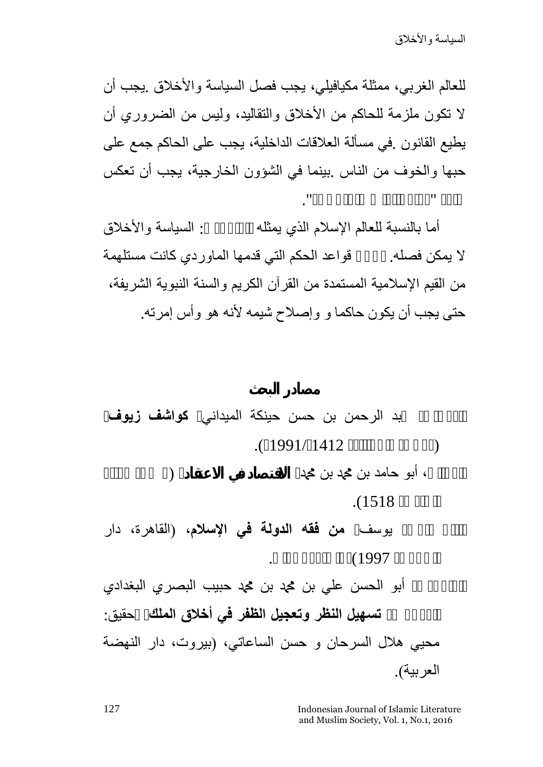للعالم الغربي، ممثلة مكيافيلي، يجب فصل السياسة والأخلاق .يجب أن لا تكون ملزمة للحاكم من الأخلاق والتقاليد، وليس من الضروري أن يطيع القانون .في مسألة العلاقات الداخلية، يجب على الحاكم جمع على حبها والخوف من الناس .بينما في الشؤون الخارجية، يجب أن تعكس

أما بالنسبة للعالم الإسلام الذي يمثله : السياسة والأخلاق لا يمكن فصله. قواعد الحكم التي قدمها الماوردي كانت مستلهمة من القيم الإسلامية المستمدة من القرآن الكريم والسنة النبوية الشريفة، حتى يجب أن يكون حاكما و وإصلاح شيمه لأنه هو وأس إمرته.

## مصادر البحث

بد الرحمن بن حسن حبنكة الميداني **كواشف زيوف** (1991/1412).

، أبو حامد بن محمد بن محمد **الاقتصاد في الاعتقاد** ( 1518).

يوسف **من فقه الدولة في الإسلام**، (القاهرة، دار 1997).

أبو الحسن علي بن محمد بن محمد حبيب البصري البغدادي **تسهيل النظر وتعجيل الظفر في أخلاق الملك** حقيق: محيي هلال السرحان و حسن الساعاتي، (بيروت، دار النهضة العربية).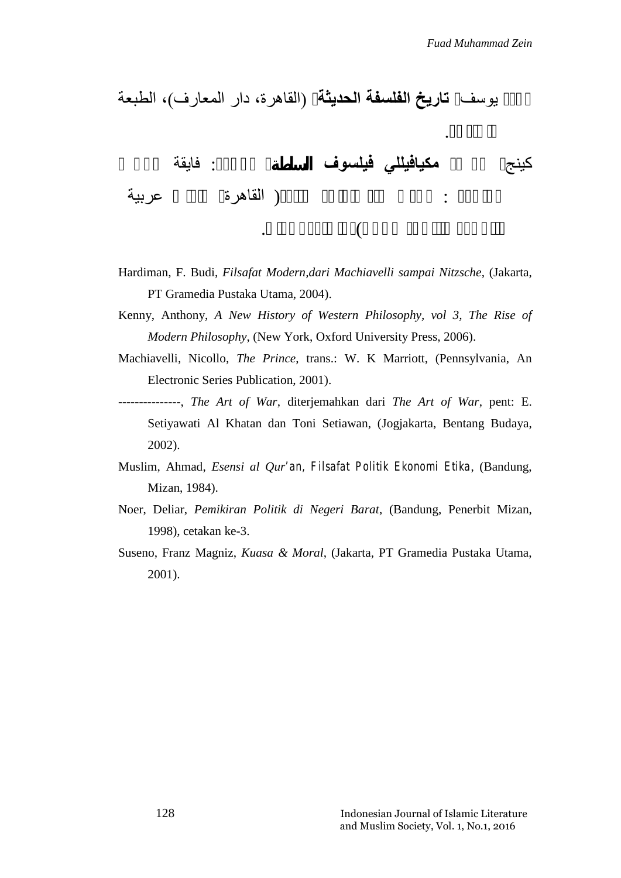يوسف، **تاريخ الفلسفة الحديثة**، (القاهرة، دار المعارف)، الطبعة .

كينج، **مكيافيللي فيلسوف السلطة**: فايقة : القاهرة، عربية .

Hardiman, F. Budi, *Filsafat Modern,dari Machiavelli sampai Nitzsche*, (Jakarta, PT Gramedia Pustaka Utama, 2004).

Kenny, Anthony, *A New History of Western Philosophy, vol 3, The Rise of Modern Philosophy*, (New York, Oxford University Press, 2006).

Machiavelli, Nicollo, *The Prince*, trans.: W. K Marriott, (Pennsylvania, An Electronic Series Publication, 2001).

---------------, *The Art of War*, diterjemahkan dari *The Art of War*, pent: E. Setiyawati Al Khatan dan Toni Setiawan, (Jogjakarta, Bentang Budaya, 2002).

Muslim, Ahmad, *Esensi al Qur'an, Filsafat Politik Ekonomi Etika*, (Bandung, Mizan, 1984).

Noer, Deliar, *Pemikiran Politik di Negeri Barat*, (Bandung, Penerbit Mizan, 1998), cetakan ke-3.

Suseno, Franz Magniz, *Kuasa & Moral*, (Jakarta, PT Gramedia Pustaka Utama, 2001).